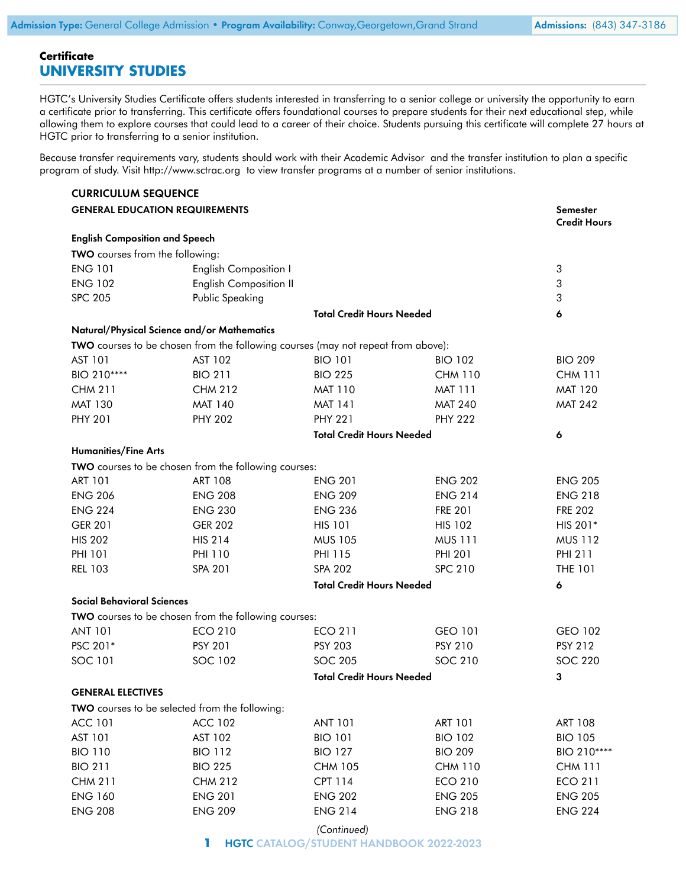**Admission Type:** General College Admission • **Program Availability:** Conway,Georgetown,Grand Strand | **Admissions:** (843) 347-3186

**Certificate**

# UNIVERSITY STUDIES

HGTC's University Studies Certificate offers students interested in transferring to a senior college or university the opportunity to earn a certificate prior to transferring. This certificate offers foundational courses to prepare students for their next educational step, while allowing them to explore courses that could lead to a career of their choice. Students pursuing this certificate will complete 27 hours at HGTC prior to transferring to a senior institution.

Because transfer requirements vary, students should work with their Academic Advisor and the transfer institution to plan a specific program of study. Visit http://www.sctrac.org to view transfer programs at a number of senior institutions.

## CURRICULUM SEQUENCE

### GENERAL EDUCATION REQUIREMENTS

| | | | | Semester Credit Hours |
|---|---|---|---|---|
| **English Composition and Speech** | | | | |
| **TWO** courses from the following: | | | | |
| ENG 101 | English Composition I | | | 3 |
| ENG 102 | English Composition II | | | 3 |
| SPC 205 | Public Speaking | | | 3 |
| | | **Total Credit Hours Needed** | | **6** |
| **Natural/Physical Science and/or Mathematics** | | | | |
| **TWO** courses to be chosen from the following courses (may not repeat from above): | | | | |
| AST 101 | AST 102 | BIO 101 | BIO 102 | BIO 209 |
| BIO 210**** | BIO 211 | BIO 225 | CHM 110 | CHM 111 |
| CHM 211 | CHM 212 | MAT 110 | MAT 111 | MAT 120 |
| MAT 130 | MAT 140 | MAT 141 | MAT 240 | MAT 242 |
| PHY 201 | PHY 202 | PHY 221 | PHY 222 | |
| | | **Total Credit Hours Needed** | | **6** |
| **Humanities/Fine Arts** | | | | |
| **TWO** courses to be chosen from the following courses: | | | | |
| ART 101 | ART 108 | ENG 201 | ENG 202 | ENG 205 |
| ENG 206 | ENG 208 | ENG 209 | ENG 214 | ENG 218 |
| ENG 224 | ENG 230 | ENG 236 | FRE 201 | FRE 202 |
| GER 201 | GER 202 | HIS 101 | HIS 102 | HIS 201* |
| HIS 202 | HIS 214 | MUS 105 | MUS 111 | MUS 112 |
| PHI 101 | PHI 110 | PHI 115 | PHI 201 | PHI 211 |
| REL 103 | SPA 201 | SPA 202 | SPC 210 | THE 101 |
| | | **Total Credit Hours Needed** | | **6** |
| **Social Behavioral Sciences** | | | | |
| **TWO** courses to be chosen from the following courses: | | | | |
| ANT 101 | ECO 210 | ECO 211 | GEO 101 | GEO 102 |
| PSC 201* | PSY 201 | PSY 203 | PSY 210 | PSY 212 |
| SOC 101 | SOC 102 | SOC 205 | SOC 210 | SOC 220 |
| | | **Total Credit Hours Needed** | | **3** |

### GENERAL ELECTIVES

| | | | | |
|---|---|---|---|---|
| **TWO** courses to be selected from the following: | | | | |
| ACC 101 | ACC 102 | ANT 101 | ART 101 | ART 108 |
| AST 101 | AST 102 | BIO 101 | BIO 102 | BIO 105 |
| BIO 110 | BIO 112 | BIO 127 | BIO 209 | BIO 210**** |
| BIO 211 | BIO 225 | CHM 105 | CHM 110 | CHM 111 |
| CHM 211 | CHM 212 | CPT 114 | ECO 210 | ECO 211 |
| ENG 160 | ENG 201 | ENG 202 | ENG 205 | ENG 205 |
| ENG 208 | ENG 209 | ENG 214 | ENG 218 | ENG 224 |

*(Continued)*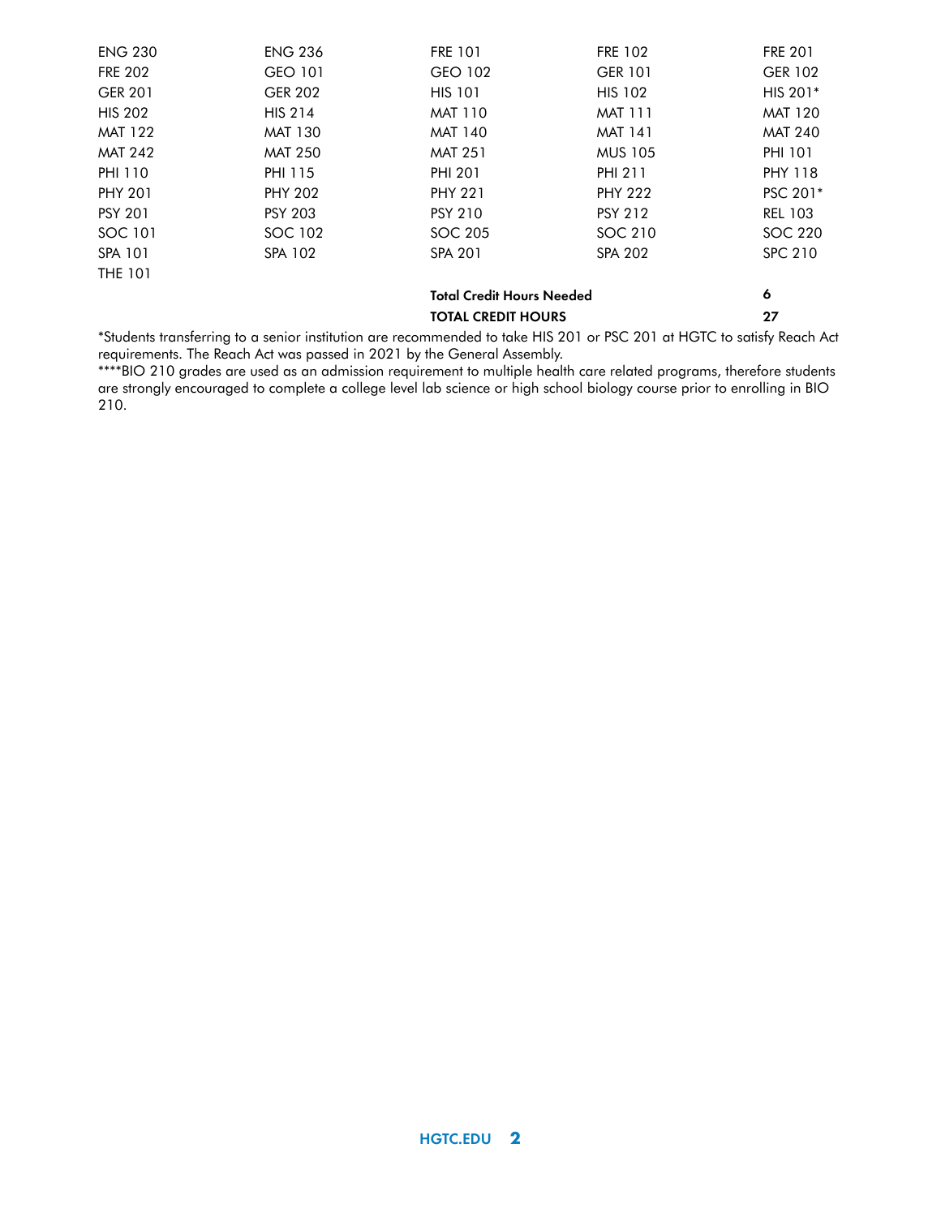| | | | | |
|---|---|---|---|---|
| ENG 230 | ENG 236 | FRE 101 | FRE 102 | FRE 201 |
| FRE 202 | GEO 101 | GEO 102 | GER 101 | GER 102 |
| GER 201 | GER 202 | HIS 101 | HIS 102 | HIS 201* |
| HIS 202 | HIS 214 | MAT 110 | MAT 111 | MAT 120 |
| MAT 122 | MAT 130 | MAT 140 | MAT 141 | MAT 240 |
| MAT 242 | MAT 250 | MAT 251 | MUS 105 | PHI 101 |
| PHI 110 | PHI 115 | PHI 201 | PHI 211 | PHY 118 |
| PHY 201 | PHY 202 | PHY 221 | PHY 222 | PSC 201* |
| PSY 201 | PSY 203 | PSY 210 | PSY 212 | REL 103 |
| SOC 101 | SOC 102 | SOC 205 | SOC 210 | SOC 220 |
| SPA 101 | SPA 102 | SPA 201 | SPA 202 | SPC 210 |
| THE 101 | | | | |
| | | **Total Credit Hours Needed** | | **6** |
| | | **TOTAL CREDIT HOURS** | | **27** |

*Students transferring to a senior institution are recommended to take HIS 201 or PSC 201 at HGTC to satisfy Reach Act requirements. The Reach Act was passed in 2021 by the General Assembly.

****BIO 210 grades are used as an admission requirement to multiple health care related programs, therefore students are strongly encouraged to complete a college level lab science or high school biology course prior to enrolling in BIO 210.

HGTC.EDU